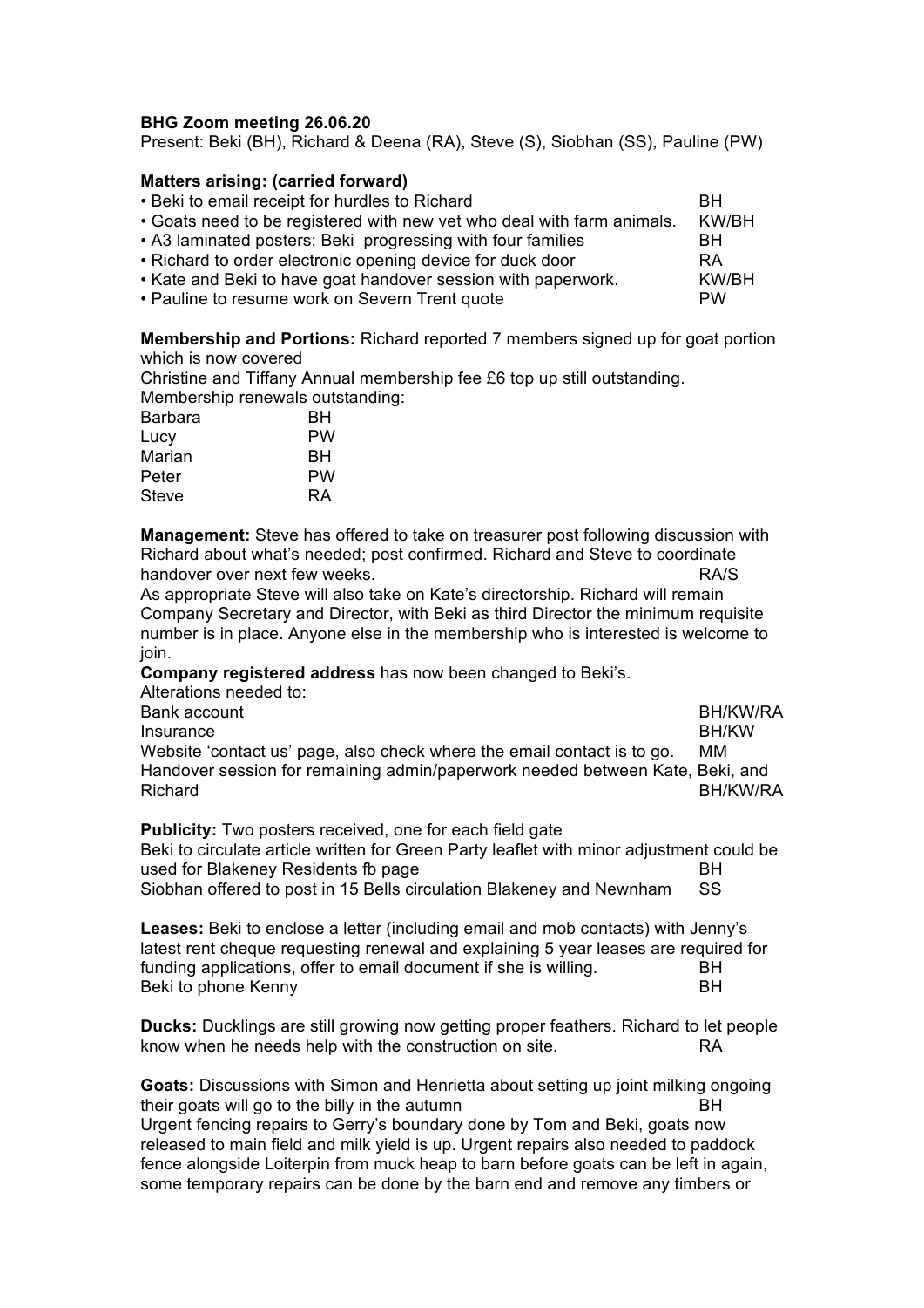**BHG Zoom meeting 26.06.20**

Present: Beki (BH), Richard & Deena (RA), Steve (S), Siobhan (SS), Pauline (PW)

**Matters arising: (carried forward)**

- Beki to email receipt for hurdles to Richard — BH
- Goats need to be registered with new vet who deal with farm animals. — KW/BH
- A3 laminated posters: Beki progressing with four families — BH
- Richard to order electronic opening device for duck door — RA
- Kate and Beki to have goat handover session with paperwork. — KW/BH
- Pauline to resume work on Severn Trent quote — PW

**Membership and Portions:** Richard reported 7 members signed up for goat portion which is now covered

Christine and Tiffany Annual membership fee £6 top up still outstanding.

Membership renewals outstanding:

| | |
|---|---|
| Barbara | BH |
| Lucy | PW |
| Marian | BH |
| Peter | PW |
| Steve | RA |

**Management:** Steve has offered to take on treasurer post following discussion with Richard about what's needed; post confirmed. Richard and Steve to coordinate handover over next few weeks. — RA/S

As appropriate Steve will also take on Kate's directorship. Richard will remain Company Secretary and Director, with Beki as third Director the minimum requisite number is in place. Anyone else in the membership who is interested is welcome to join.

**Company registered address** has now been changed to Beki's.

Alterations needed to:

Bank account — BH/KW/RA

Insurance — BH/KW

Website 'contact us' page, also check where the email contact is to go. — MM

Handover session for remaining admin/paperwork needed between Kate, Beki, and Richard — BH/KW/RA

**Publicity:** Two posters received, one for each field gate

Beki to circulate article written for Green Party leaflet with minor adjustment could be used for Blakeney Residents fb page — BH

Siobhan offered to post in 15 Bells circulation Blakeney and Newnham — SS

**Leases:** Beki to enclose a letter (including email and mob contacts) with Jenny's latest rent cheque requesting renewal and explaining 5 year leases are required for funding applications, offer to email document if she is willing. — BH

Beki to phone Kenny — BH

**Ducks:** Ducklings are still growing now getting proper feathers. Richard to let people know when he needs help with the construction on site. — RA

**Goats:** Discussions with Simon and Henrietta about setting up joint milking ongoing their goats will go to the billy in the autumn — BH

Urgent fencing repairs to Gerry's boundary done by Tom and Beki, goats now released to main field and milk yield is up. Urgent repairs also needed to paddock fence alongside Loiterpin from muck heap to barn before goats can be left in again, some temporary repairs can be done by the barn end and remove any timbers or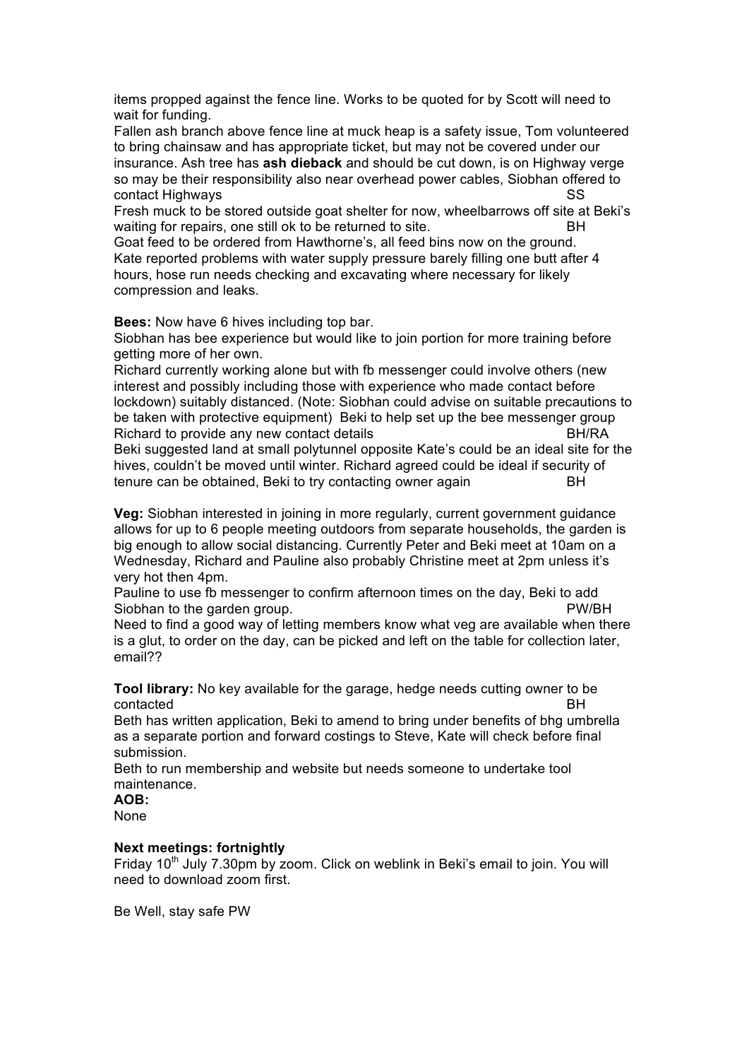items propped against the fence line. Works to be quoted for by Scott will need to wait for funding.

Fallen ash branch above fence line at muck heap is a safety issue, Tom volunteered to bring chainsaw and has appropriate ticket, but may not be covered under our insurance. Ash tree has **ash dieback** and should be cut down, is on Highway verge so may be their responsibility also near overhead power cables, Siobhan offered to contact Highways SS

Fresh muck to be stored outside goat shelter for now, wheelbarrows off site at Beki's waiting for repairs, one still ok to be returned to site. BH

Goat feed to be ordered from Hawthorne's, all feed bins now on the ground.

Kate reported problems with water supply pressure barely filling one butt after 4 hours, hose run needs checking and excavating where necessary for likely compression and leaks.

**Bees:** Now have 6 hives including top bar.

Siobhan has bee experience but would like to join portion for more training before getting more of her own.

Richard currently working alone but with fb messenger could involve others (new interest and possibly including those with experience who made contact before lockdown) suitably distanced. (Note: Siobhan could advise on suitable precautions to be taken with protective equipment) Beki to help set up the bee messenger group Richard to provide any new contact details BH/RA

Beki suggested land at small polytunnel opposite Kate's could be an ideal site for the hives, couldn't be moved until winter. Richard agreed could be ideal if security of tenure can be obtained, Beki to try contacting owner again BH

**Veg:** Siobhan interested in joining in more regularly, current government guidance allows for up to 6 people meeting outdoors from separate households, the garden is big enough to allow social distancing. Currently Peter and Beki meet at 10am on a Wednesday, Richard and Pauline also probably Christine meet at 2pm unless it's very hot then 4pm.

Pauline to use fb messenger to confirm afternoon times on the day, Beki to add Siobhan to the garden group. PW/BH

Need to find a good way of letting members know what veg are available when there is a glut, to order on the day, can be picked and left on the table for collection later, email??

**Tool library:** No key available for the garage, hedge needs cutting owner to be contacted BH

Beth has written application, Beki to amend to bring under benefits of bhg umbrella as a separate portion and forward costings to Steve, Kate will check before final submission.

Beth to run membership and website but needs someone to undertake tool maintenance.

**AOB:**

None

**Next meetings: fortnightly**

Friday 10th July 7.30pm by zoom. Click on weblink in Beki's email to join. You will need to download zoom first.

Be Well, stay safe PW